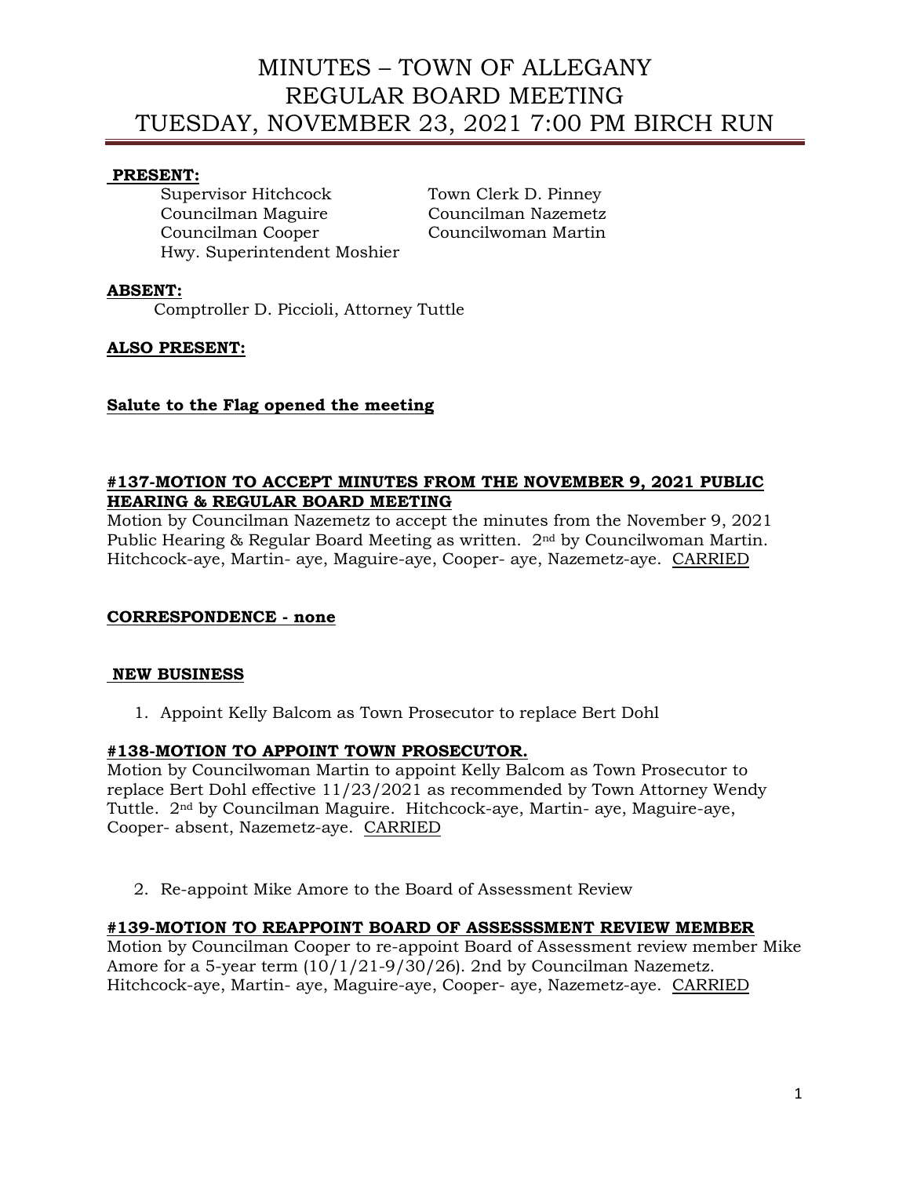# MINUTES – TOWN OF ALLEGANY
# REGULAR BOARD MEETING
# TUESDAY, NOVEMBER 23, 2021 7:00 PM BIRCH RUN

**PRESENT:**

Supervisor Hitchcock
Town Clerk D. Pinney
Councilman Maguire
Councilman Nazemetz
Councilman Cooper
Councilwoman Martin
Hwy. Superintendent Moshier

**ABSENT:**

Comptroller D. Piccioli, Attorney Tuttle

**ALSO PRESENT:**

**Salute to the Flag opened the meeting**

**#137-MOTION TO ACCEPT MINUTES FROM THE NOVEMBER 9, 2021 PUBLIC HEARING & REGULAR BOARD MEETING**

Motion by Councilman Nazemetz to accept the minutes from the November 9, 2021 Public Hearing & Regular Board Meeting as written. 2nd by Councilwoman Martin. Hitchcock-aye, Martin- aye, Maguire-aye, Cooper- aye, Nazemetz-aye. CARRIED

**CORRESPONDENCE - none**

**NEW BUSINESS**

1. Appoint Kelly Balcom as Town Prosecutor to replace Bert Dohl

**#138-MOTION TO APPOINT TOWN PROSECUTOR.**

Motion by Councilwoman Martin to appoint Kelly Balcom as Town Prosecutor to replace Bert Dohl effective 11/23/2021 as recommended by Town Attorney Wendy Tuttle. 2nd by Councilman Maguire. Hitchcock-aye, Martin- aye, Maguire-aye, Cooper- absent, Nazemetz-aye. CARRIED

2. Re-appoint Mike Amore to the Board of Assessment Review

**#139-MOTION TO REAPPOINT BOARD OF ASSESSSMENT REVIEW MEMBER**

Motion by Councilman Cooper to re-appoint Board of Assessment review member Mike Amore for a 5-year term (10/1/21-9/30/26). 2nd by Councilman Nazemetz. Hitchcock-aye, Martin- aye, Maguire-aye, Cooper- aye, Nazemetz-aye. CARRIED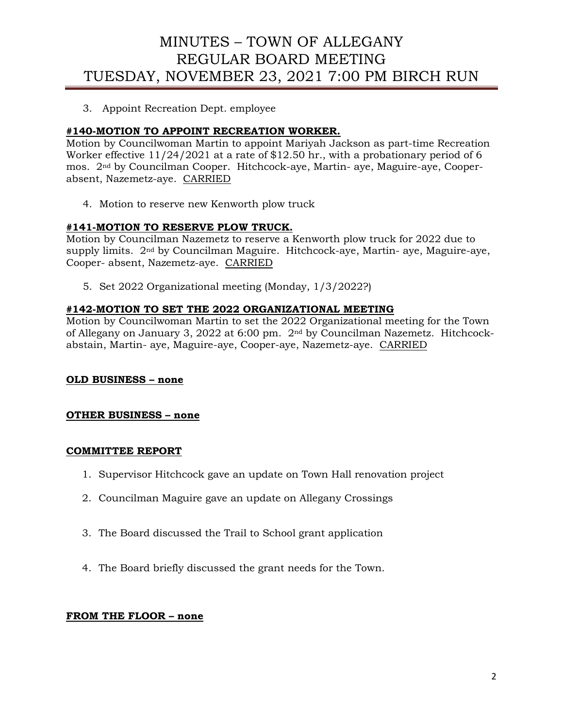3. Appoint Recreation Dept. employee

**#140-MOTION TO APPOINT RECREATION WORKER.**
Motion by Councilwoman Martin to appoint Mariyah Jackson as part-time Recreation Worker effective 11/24/2021 at a rate of $12.50 hr., with a probationary period of 6 mos. 2nd by Councilman Cooper. Hitchcock-aye, Martin- aye, Maguire-aye, Cooper-absent, Nazemetz-aye. CARRIED

4. Motion to reserve new Kenworth plow truck

**#141-MOTION TO RESERVE PLOW TRUCK.**
Motion by Councilman Nazemetz to reserve a Kenworth plow truck for 2022 due to supply limits. 2nd by Councilman Maguire. Hitchcock-aye, Martin- aye, Maguire-aye, Cooper- absent, Nazemetz-aye. CARRIED

5. Set 2022 Organizational meeting (Monday, 1/3/2022?)

**#142-MOTION TO SET THE 2022 ORGANIZATIONAL MEETING**
Motion by Councilwoman Martin to set the 2022 Organizational meeting for the Town of Allegany on January 3, 2022 at 6:00 pm. 2nd by Councilman Nazemetz. Hitchcock-abstain, Martin- aye, Maguire-aye, Cooper-aye, Nazemetz-aye. CARRIED

**OLD BUSINESS – none**

**OTHER BUSINESS – none**

**COMMITTEE REPORT**

1. Supervisor Hitchcock gave an update on Town Hall renovation project
2. Councilman Maguire gave an update on Allegany Crossings
3. The Board discussed the Trail to School grant application
4. The Board briefly discussed the grant needs for the Town.

**FROM THE FLOOR – none**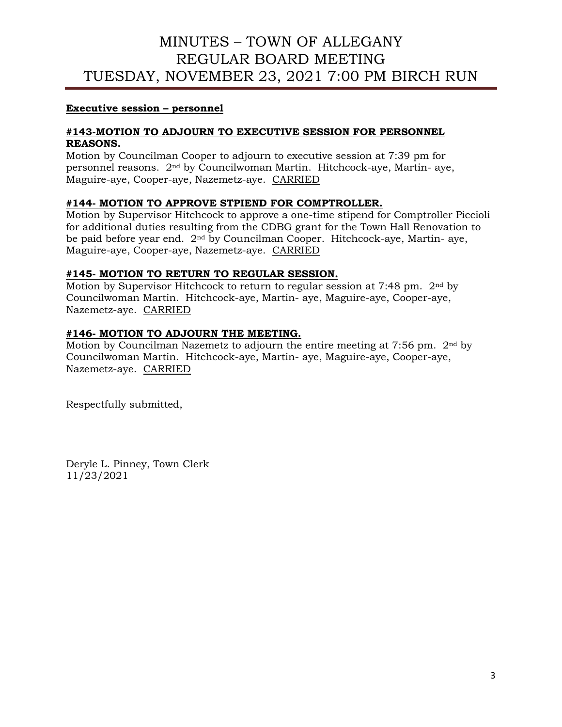**Executive session – personnel**

**#143-MOTION TO ADJOURN TO EXECUTIVE SESSION FOR PERSONNEL REASONS.**

Motion by Councilman Cooper to adjourn to executive session at 7:39 pm for personnel reasons. 2nd by Councilwoman Martin. Hitchcock-aye, Martin- aye, Maguire-aye, Cooper-aye, Nazemetz-aye. CARRIED

**#144- MOTION TO APPROVE STPIEND FOR COMPTROLLER.**

Motion by Supervisor Hitchcock to approve a one-time stipend for Comptroller Piccioli for additional duties resulting from the CDBG grant for the Town Hall Renovation to be paid before year end. 2nd by Councilman Cooper. Hitchcock-aye, Martin- aye, Maguire-aye, Cooper-aye, Nazemetz-aye. CARRIED

**#145- MOTION TO RETURN TO REGULAR SESSION.**

Motion by Supervisor Hitchcock to return to regular session at 7:48 pm. 2nd by Councilwoman Martin. Hitchcock-aye, Martin- aye, Maguire-aye, Cooper-aye, Nazemetz-aye. CARRIED

**#146- MOTION TO ADJOURN THE MEETING.**

Motion by Councilman Nazemetz to adjourn the entire meeting at 7:56 pm. 2nd by Councilwoman Martin. Hitchcock-aye, Martin- aye, Maguire-aye, Cooper-aye, Nazemetz-aye. CARRIED

Respectfully submitted,

Deryle L. Pinney, Town Clerk
11/23/2021